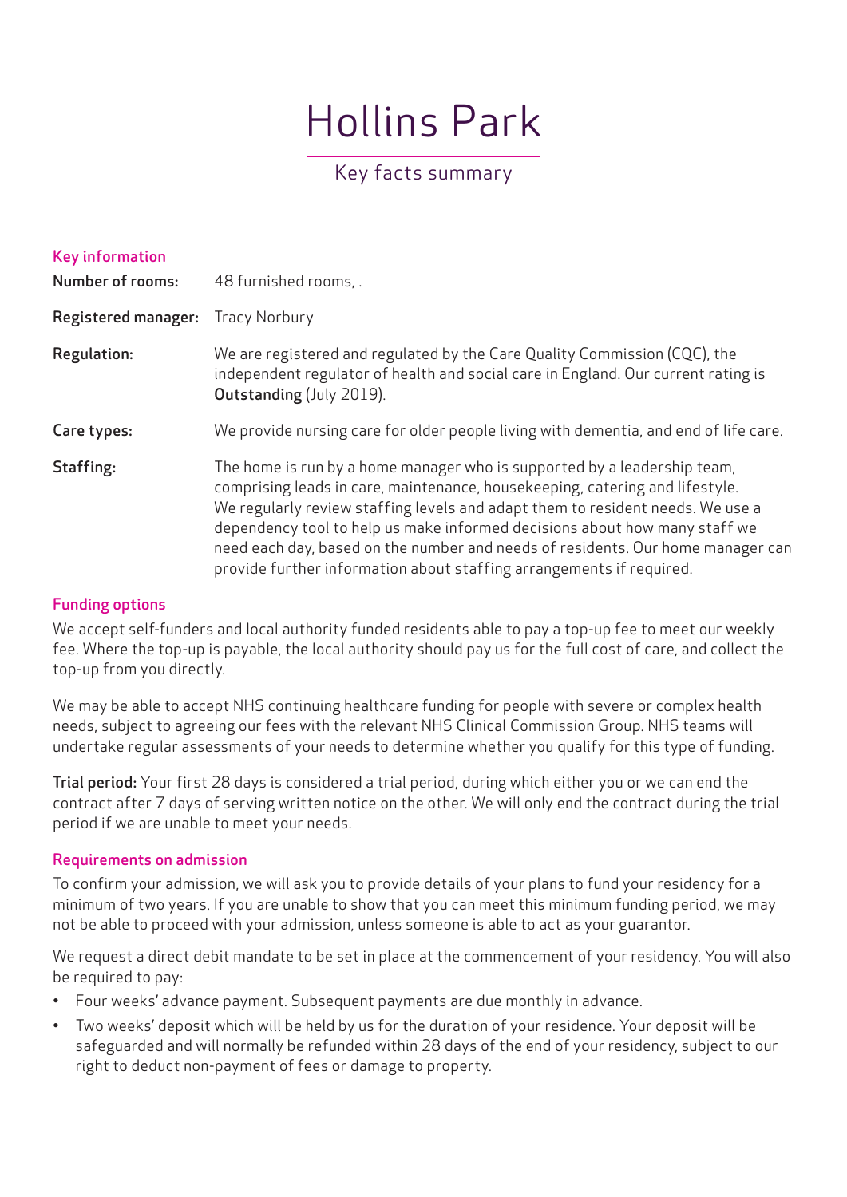# Hollins Park

Key facts summary

## Key information

**Number of rooms:** 48 furnished rooms, .

**Registered manager:** Tracy Norbury

**Regulation:** We are registered and regulated by the Care Quality Commission (CQC), the independent regulator of health and social care in England. Our current rating is **Outstanding** (July 2019).

**Care types:** We provide nursing care for older people living with dementia, and end of life care.

**Staffing:** The home is run by a home manager who is supported by a leadership team, comprising leads in care, maintenance, housekeeping, catering and lifestyle. We regularly review staffing levels and adapt them to resident needs. We use a dependency tool to help us make informed decisions about how many staff we need each day, based on the number and needs of residents. Our home manager can provide further information about staffing arrangements if required.

## Funding options

We accept self-funders and local authority funded residents able to pay a top-up fee to meet our weekly fee. Where the top-up is payable, the local authority should pay us for the full cost of care, and collect the top-up from you directly.

We may be able to accept NHS continuing healthcare funding for people with severe or complex health needs, subject to agreeing our fees with the relevant NHS Clinical Commission Group. NHS teams will undertake regular assessments of your needs to determine whether you qualify for this type of funding.

**Trial period:** Your first 28 days is considered a trial period, during which either you or we can end the contract after 7 days of serving written notice on the other. We will only end the contract during the trial period if we are unable to meet your needs.

## Requirements on admission

To confirm your admission, we will ask you to provide details of your plans to fund your residency for a minimum of two years. If you are unable to show that you can meet this minimum funding period, we may not be able to proceed with your admission, unless someone is able to act as your guarantor.

We request a direct debit mandate to be set in place at the commencement of your residency. You will also be required to pay:

- Four weeks' advance payment. Subsequent payments are due monthly in advance.
- Two weeks' deposit which will be held by us for the duration of your residence. Your deposit will be safeguarded and will normally be refunded within 28 days of the end of your residency, subject to our right to deduct non-payment of fees or damage to property.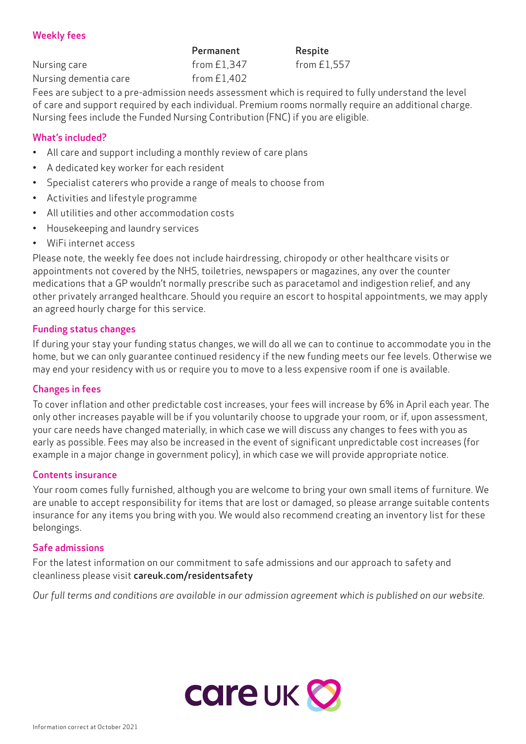## Weekly fees

| | Permanent | Respite |
|---|---|---|
| Nursing care | from £1,347 | from £1,557 |
| Nursing dementia care | from £1,402 | |

Fees are subject to a pre-admission needs assessment which is required to fully understand the level of care and support required by each individual. Premium rooms normally require an additional charge. Nursing fees include the Funded Nursing Contribution (FNC) if you are eligible.

## What's included?

- All care and support including a monthly review of care plans
- A dedicated key worker for each resident
- Specialist caterers who provide a range of meals to choose from
- Activities and lifestyle programme
- All utilities and other accommodation costs
- Housekeeping and laundry services
- WiFi internet access

Please note, the weekly fee does not include hairdressing, chiropody or other healthcare visits or appointments not covered by the NHS, toiletries, newspapers or magazines, any over the counter medications that a GP wouldn't normally prescribe such as paracetamol and indigestion relief, and any other privately arranged healthcare. Should you require an escort to hospital appointments, we may apply an agreed hourly charge for this service.

## Funding status changes

If during your stay your funding status changes, we will do all we can to continue to accommodate you in the home, but we can only guarantee continued residency if the new funding meets our fee levels. Otherwise we may end your residency with us or require you to move to a less expensive room if one is available.

## Changes in fees

To cover inflation and other predictable cost increases, your fees will increase by 6% in April each year. The only other increases payable will be if you voluntarily choose to upgrade your room, or if, upon assessment, your care needs have changed materially, in which case we will discuss any changes to fees with you as early as possible. Fees may also be increased in the event of significant unpredictable cost increases (for example in a major change in government policy), in which case we will provide appropriate notice.

## Contents insurance

Your room comes fully furnished, although you are welcome to bring your own small items of furniture. We are unable to accept responsibility for items that are lost or damaged, so please arrange suitable contents insurance for any items you bring with you. We would also recommend creating an inventory list for these belongings.

## Safe admissions

For the latest information on our commitment to safe admissions and our approach to safety and cleanliness please visit careuk.com/residentsafety

*Our full terms and conditions are available in our admission agreement which is published on our website.*

care UK

Information correct at October 2021